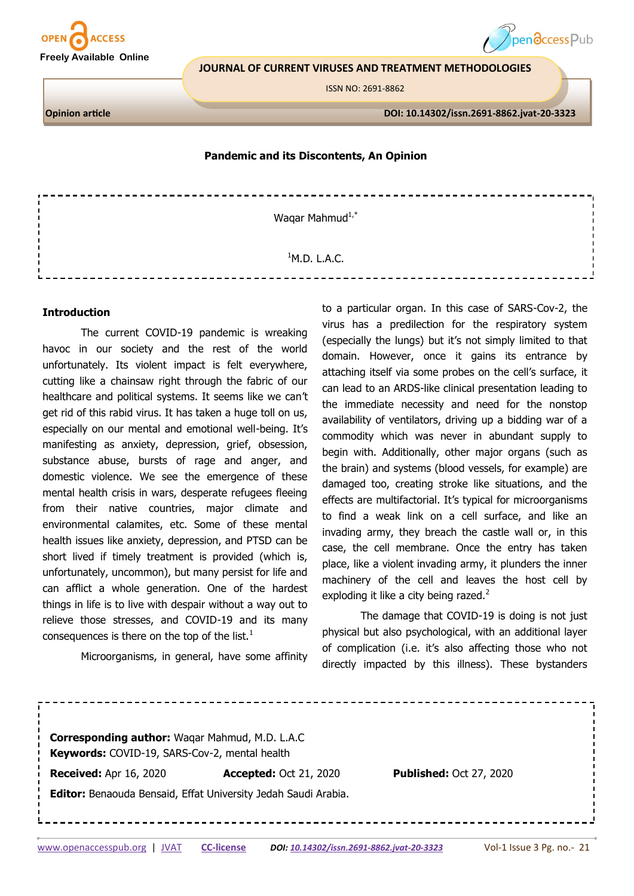JOURNAL OF CURRENT VIRUSES AND TREATMENT METHODOLOGIES

ISSN NO: 2691-8862

Opinion article

DOI: 10.14302/issn.2691-8862.jvat-20-3323

# Pandemic and its Discontents, An Opinion

Waqar Mahmud[1,*]

[1]M.D. L.A.C.

## Introduction

The current COVID-19 pandemic is wreaking havoc in our society and the rest of the world unfortunately. Its violent impact is felt everywhere, cutting like a chainsaw right through the fabric of our healthcare and political systems. It seems like we can't get rid of this rabid virus. It has taken a huge toll on us, especially on our mental and emotional well-being. It's manifesting as anxiety, depression, grief, obsession, substance abuse, bursts of rage and anger, and domestic violence. We see the emergence of these mental health crisis in wars, desperate refugees fleeing from their native countries, major climate and environmental calamites, etc. Some of these mental health issues like anxiety, depression, and PTSD can be short lived if timely treatment is provided (which is, unfortunately, uncommon), but many persist for life and can afflict a whole generation. One of the hardest things in life is to live with despair without a way out to relieve those stresses, and COVID-19 and its many consequences is there on the top of the list.[1]

Microorganisms, in general, have some affinity to a particular organ. In this case of SARS-Cov-2, the virus has a predilection for the respiratory system (especially the lungs) but it's not simply limited to that domain. However, once it gains its entrance by attaching itself via some probes on the cell's surface, it can lead to an ARDS-like clinical presentation leading to the immediate necessity and need for the nonstop availability of ventilators, driving up a bidding war of a commodity which was never in abundant supply to begin with. Additionally, other major organs (such as the brain) and systems (blood vessels, for example) are damaged too, creating stroke like situations, and the effects are multifactorial. It's typical for microorganisms to find a weak link on a cell surface, and like an invading army, they breach the castle wall or, in this case, the cell membrane. Once the entry has taken place, like a violent invading army, it plunders the inner machinery of the cell and leaves the host cell by exploding it like a city being razed.[2]

The damage that COVID-19 is doing is not just physical but also psychological, with an additional layer of complication (i.e. it's also affecting those who not directly impacted by this illness). These bystanders

**Corresponding author:** Waqar Mahmud, M.D. L.A.C

**Keywords:** COVID-19, SARS-Cov-2, mental health

**Received:** Apr 16, 2020 **Accepted:** Oct 21, 2020 **Published:** Oct 27, 2020

**Editor:** Benaouda Bensaid, Effat University Jedah Saudi Arabia.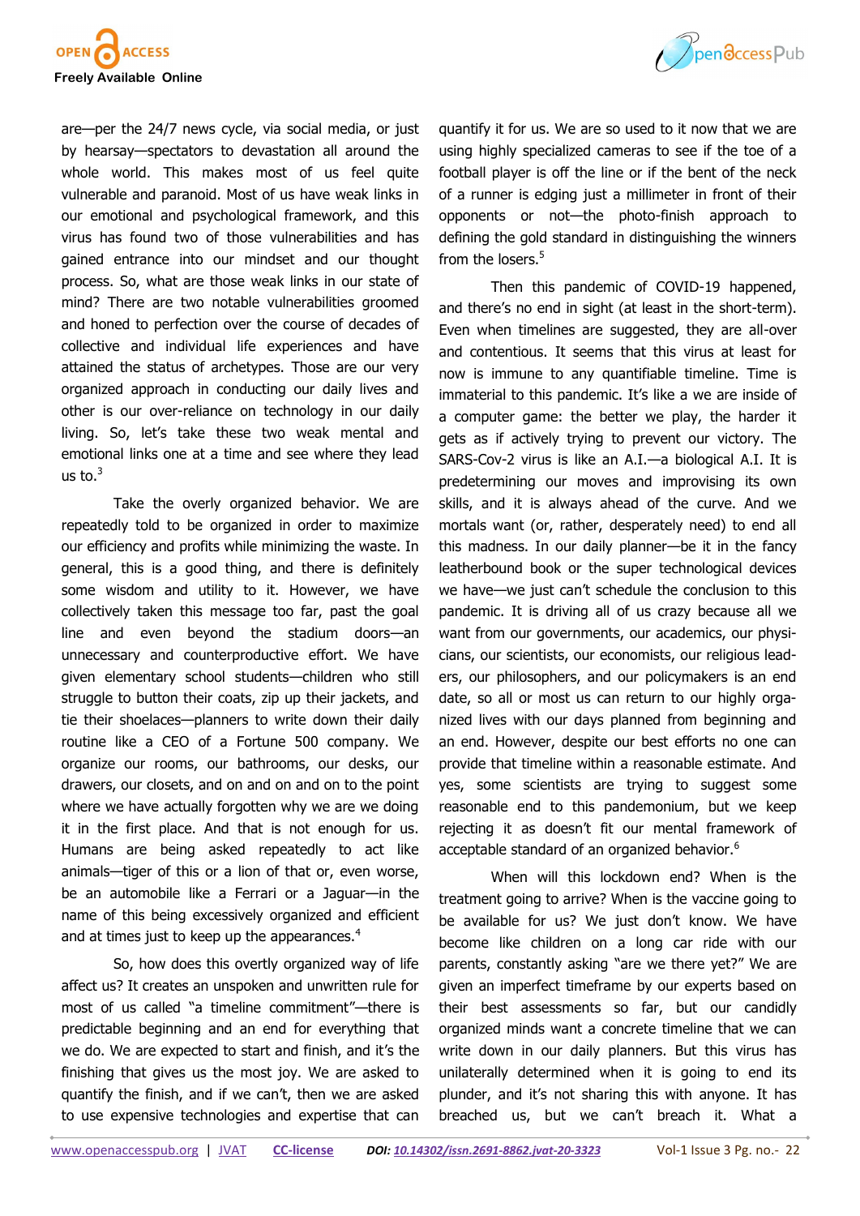are—per the 24/7 news cycle, via social media, or just by hearsay—spectators to devastation all around the whole world. This makes most of us feel quite vulnerable and paranoid. Most of us have weak links in our emotional and psychological framework, and this virus has found two of those vulnerabilities and has gained entrance into our mindset and our thought process. So, what are those weak links in our state of mind? There are two notable vulnerabilities groomed and honed to perfection over the course of decades of collective and individual life experiences and have attained the status of archetypes. Those are our very organized approach in conducting our daily lives and other is our over-reliance on technology in our daily living. So, let's take these two weak mental and emotional links one at a time and see where they lead us to.[3]

Take the overly organized behavior. We are repeatedly told to be organized in order to maximize our efficiency and profits while minimizing the waste. In general, this is a good thing, and there is definitely some wisdom and utility to it. However, we have collectively taken this message too far, past the goal line and even beyond the stadium doors—an unnecessary and counterproductive effort. We have given elementary school students—children who still struggle to button their coats, zip up their jackets, and tie their shoelaces—planners to write down their daily routine like a CEO of a Fortune 500 company. We organize our rooms, our bathrooms, our desks, our drawers, our closets, and on and on and on to the point where we have actually forgotten why we are we doing it in the first place. And that is not enough for us. Humans are being asked repeatedly to act like animals—tiger of this or a lion of that or, even worse, be an automobile like a Ferrari or a Jaguar—in the name of this being excessively organized and efficient and at times just to keep up the appearances.[4]

So, how does this overtly organized way of life affect us? It creates an unspoken and unwritten rule for most of us called "a timeline commitment"—there is predictable beginning and an end for everything that we do. We are expected to start and finish, and it's the finishing that gives us the most joy. We are asked to quantify the finish, and if we can't, then we are asked to use expensive technologies and expertise that can quantify it for us. We are so used to it now that we are using highly specialized cameras to see if the toe of a football player is off the line or if the bent of the neck of a runner is edging just a millimeter in front of their opponents or not—the photo-finish approach to defining the gold standard in distinguishing the winners from the losers.[5]

Then this pandemic of COVID-19 happened, and there's no end in sight (at least in the short-term). Even when timelines are suggested, they are all-over and contentious. It seems that this virus at least for now is immune to any quantifiable timeline. Time is immaterial to this pandemic. It's like a we are inside of a computer game: the better we play, the harder it gets as if actively trying to prevent our victory. The SARS-Cov-2 virus is like an A.I.—a biological A.I. It is predetermining our moves and improvising its own skills, and it is always ahead of the curve. And we mortals want (or, rather, desperately need) to end all this madness. In our daily planner—be it in the fancy leatherbound book or the super technological devices we have—we just can't schedule the conclusion to this pandemic. It is driving all of us crazy because all we want from our governments, our academics, our physicians, our scientists, our economists, our religious leaders, our philosophers, and our policymakers is an end date, so all or most us can return to our highly organized lives with our days planned from beginning and an end. However, despite our best efforts no one can provide that timeline within a reasonable estimate. And yes, some scientists are trying to suggest some reasonable end to this pandemonium, but we keep rejecting it as doesn't fit our mental framework of acceptable standard of an organized behavior.[6]

When will this lockdown end? When is the treatment going to arrive? When is the vaccine going to be available for us? We just don't know. We have become like children on a long car ride with our parents, constantly asking "are we there yet?" We are given an imperfect timeframe by our experts based on their best assessments so far, but our candidly organized minds want a concrete timeline that we can write down in our daily planners. But this virus has unilaterally determined when it is going to end its plunder, and it's not sharing this with anyone. It has breached us, but we can't breach it. What a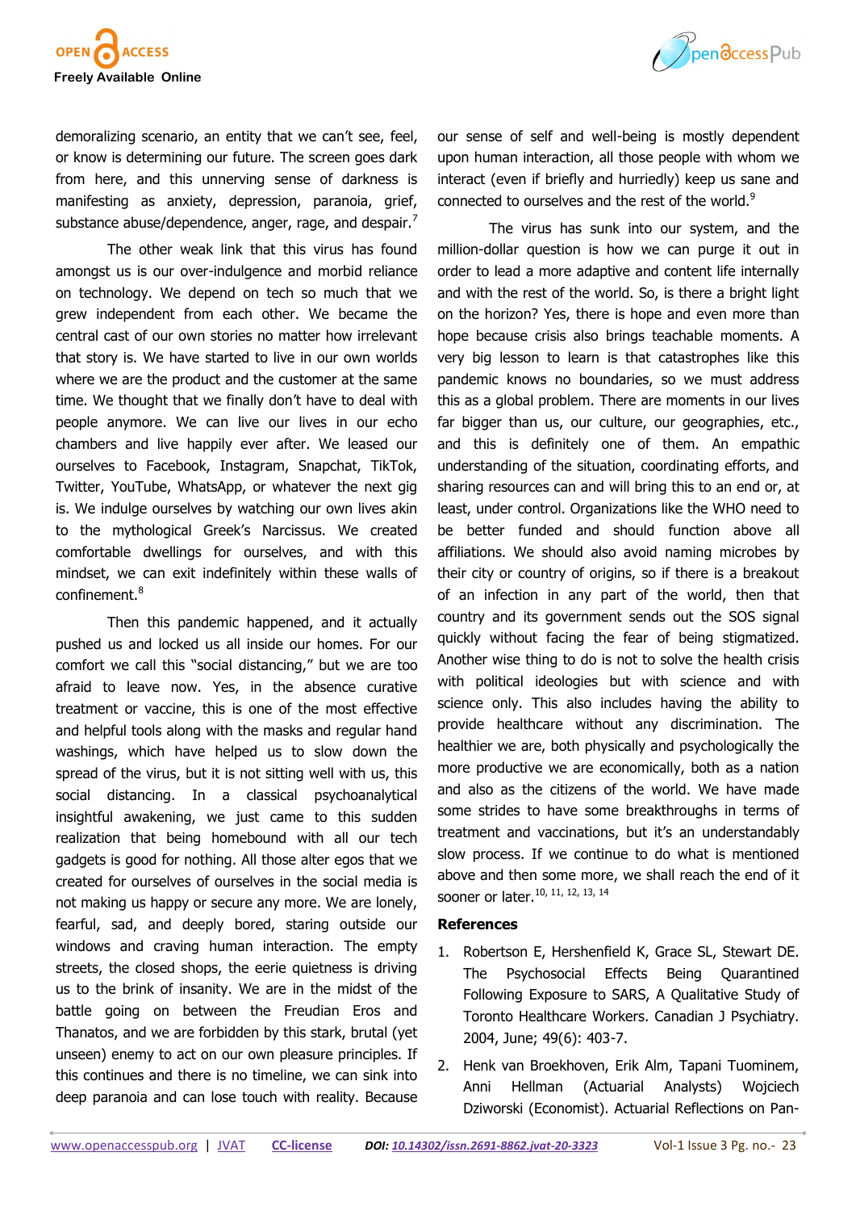demoralizing scenario, an entity that we can't see, feel, or know is determining our future. The screen goes dark from here, and this unnerving sense of darkness is manifesting as anxiety, depression, paranoia, grief, substance abuse/dependence, anger, rage, and despair.[7]

The other weak link that this virus has found amongst us is our over-indulgence and morbid reliance on technology. We depend on tech so much that we grew independent from each other. We became the central cast of our own stories no matter how irrelevant that story is. We have started to live in our own worlds where we are the product and the customer at the same time. We thought that we finally don't have to deal with people anymore. We can live our lives in our echo chambers and live happily ever after. We leased our ourselves to Facebook, Instagram, Snapchat, TikTok, Twitter, YouTube, WhatsApp, or whatever the next gig is. We indulge ourselves by watching our own lives akin to the mythological Greek's Narcissus. We created comfortable dwellings for ourselves, and with this mindset, we can exit indefinitely within these walls of confinement.[8]

Then this pandemic happened, and it actually pushed us and locked us all inside our homes. For our comfort we call this "social distancing," but we are too afraid to leave now. Yes, in the absence curative treatment or vaccine, this is one of the most effective and helpful tools along with the masks and regular hand washings, which have helped us to slow down the spread of the virus, but it is not sitting well with us, this social distancing. In a classical psychoanalytical insightful awakening, we just came to this sudden realization that being homebound with all our tech gadgets is good for nothing. All those alter egos that we created for ourselves of ourselves in the social media is not making us happy or secure any more. We are lonely, fearful, sad, and deeply bored, staring outside our windows and craving human interaction. The empty streets, the closed shops, the eerie quietness is driving us to the brink of insanity. We are in the midst of the battle going on between the Freudian Eros and Thanatos, and we are forbidden by this stark, brutal (yet unseen) enemy to act on our own pleasure principles. If this continues and there is no timeline, we can sink into deep paranoia and can lose touch with reality. Because our sense of self and well-being is mostly dependent upon human interaction, all those people with whom we interact (even if briefly and hurriedly) keep us sane and connected to ourselves and the rest of the world.[9]

The virus has sunk into our system, and the million-dollar question is how we can purge it out in order to lead a more adaptive and content life internally and with the rest of the world. So, is there a bright light on the horizon? Yes, there is hope and even more than hope because crisis also brings teachable moments. A very big lesson to learn is that catastrophes like this pandemic knows no boundaries, so we must address this as a global problem. There are moments in our lives far bigger than us, our culture, our geographies, etc., and this is definitely one of them. An empathic understanding of the situation, coordinating efforts, and sharing resources can and will bring this to an end or, at least, under control. Organizations like the WHO need to be better funded and should function above all affiliations. We should also avoid naming microbes by their city or country of origins, so if there is a breakout of an infection in any part of the world, then that country and its government sends out the SOS signal quickly without facing the fear of being stigmatized. Another wise thing to do is not to solve the health crisis with political ideologies but with science and with science only. This also includes having the ability to provide healthcare without any discrimination. The healthier we are, both physically and psychologically the more productive we are economically, both as a nation and also as the citizens of the world. We have made some strides to have some breakthroughs in terms of treatment and vaccinations, but it's an understandably slow process. If we continue to do what is mentioned above and then some more, we shall reach the end of it sooner or later.[10, 11, 12, 13, 14]

## References

1. Robertson E, Hershenfield K, Grace SL, Stewart DE. The Psychosocial Effects Being Quarantined Following Exposure to SARS, A Qualitative Study of Toronto Healthcare Workers. Canadian J Psychiatry. 2004, June; 49(6): 403-7.
2. Henk van Broekhoven, Erik Alm, Tapani Tuominem, Anni Hellman (Actuarial Analysts) Wojciech Dziworski (Economist). Actuarial Reflections on Pan-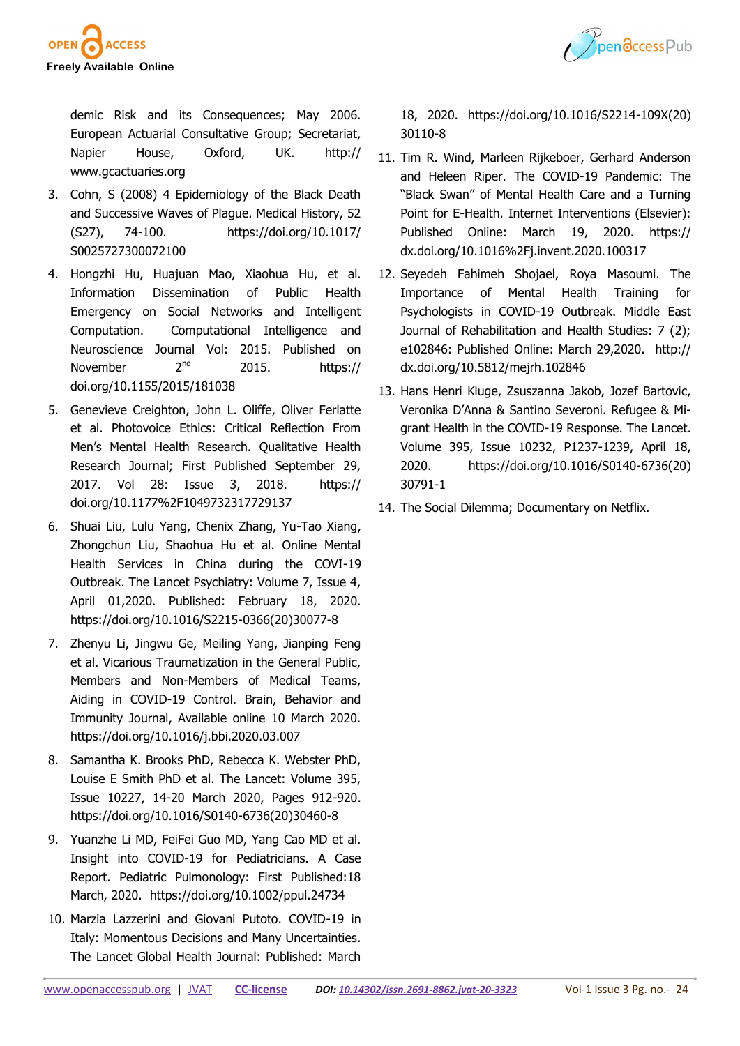demic Risk and its Consequences; May 2006. European Actuarial Consultative Group; Secretariat, Napier House, Oxford, UK. http://www.gcactuaries.org

3. Cohn, S (2008) 4 Epidemiology of the Black Death and Successive Waves of Plague. Medical History, 52 (S27), 74-100. https://doi.org/10.1017/S0025727300072100
4. Hongzhi Hu, Huajuan Mao, Xiaohua Hu, et al. Information Dissemination of Public Health Emergency on Social Networks and Intelligent Computation. Computational Intelligence and Neuroscience Journal Vol: 2015. Published on November 2nd 2015. https://doi.org/10.1155/2015/181038
5. Genevieve Creighton, John L. Oliffe, Oliver Ferlatte et al. Photovoice Ethics: Critical Reflection From Men's Mental Health Research. Qualitative Health Research Journal; First Published September 29, 2017. Vol 28: Issue 3, 2018. https://doi.org/10.1177%2F1049732317729137
6. Shuai Liu, Lulu Yang, Chenix Zhang, Yu-Tao Xiang, Zhongchun Liu, Shaohua Hu et al. Online Mental Health Services in China during the COVI-19 Outbreak. The Lancet Psychiatry: Volume 7, Issue 4, April 01,2020. Published: February 18, 2020. https://doi.org/10.1016/S2215-0366(20)30077-8
7. Zhenyu Li, Jingwu Ge, Meiling Yang, Jianping Feng et al. Vicarious Traumatization in the General Public, Members and Non-Members of Medical Teams, Aiding in COVID-19 Control. Brain, Behavior and Immunity Journal, Available online 10 March 2020. https://doi.org/10.1016/j.bbi.2020.03.007
8. Samantha K. Brooks PhD, Rebecca K. Webster PhD, Louise E Smith PhD et al. The Lancet: Volume 395, Issue 10227, 14-20 March 2020, Pages 912-920. https://doi.org/10.1016/S0140-6736(20)30460-8
9. Yuanzhe Li MD, FeiFei Guo MD, Yang Cao MD et al. Insight into COVID-19 for Pediatricians. A Case Report. Pediatric Pulmonology: First Published:18 March, 2020. https://doi.org/10.1002/ppul.24734
10. Marzia Lazzerini and Giovani Putoto. COVID-19 in Italy: Momentous Decisions and Many Uncertainties. The Lancet Global Health Journal: Published: March 18, 2020. https://doi.org/10.1016/S2214-109X(20)30110-8
11. Tim R. Wind, Marleen Rijkeboer, Gerhard Anderson and Heleen Riper. The COVID-19 Pandemic: The "Black Swan" of Mental Health Care and a Turning Point for E-Health. Internet Interventions (Elsevier): Published Online: March 19, 2020. https://dx.doi.org/10.1016%2Fj.invent.2020.100317
12. Seyedeh Fahimeh Shojael, Roya Masoumi. The Importance of Mental Health Training for Psychologists in COVID-19 Outbreak. Middle East Journal of Rehabilitation and Health Studies: 7 (2); e102846: Published Online: March 29,2020. http://dx.doi.org/10.5812/mejrh.102846
13. Hans Henri Kluge, Zsuszanna Jakob, Jozef Bartovic, Veronika D'Anna & Santino Severoni. Refugee & Migrant Health in the COVID-19 Response. The Lancet. Volume 395, Issue 10232, P1237-1239, April 18, 2020. https://doi.org/10.1016/S0140-6736(20)30791-1
14. The Social Dilemma; Documentary on Netflix.